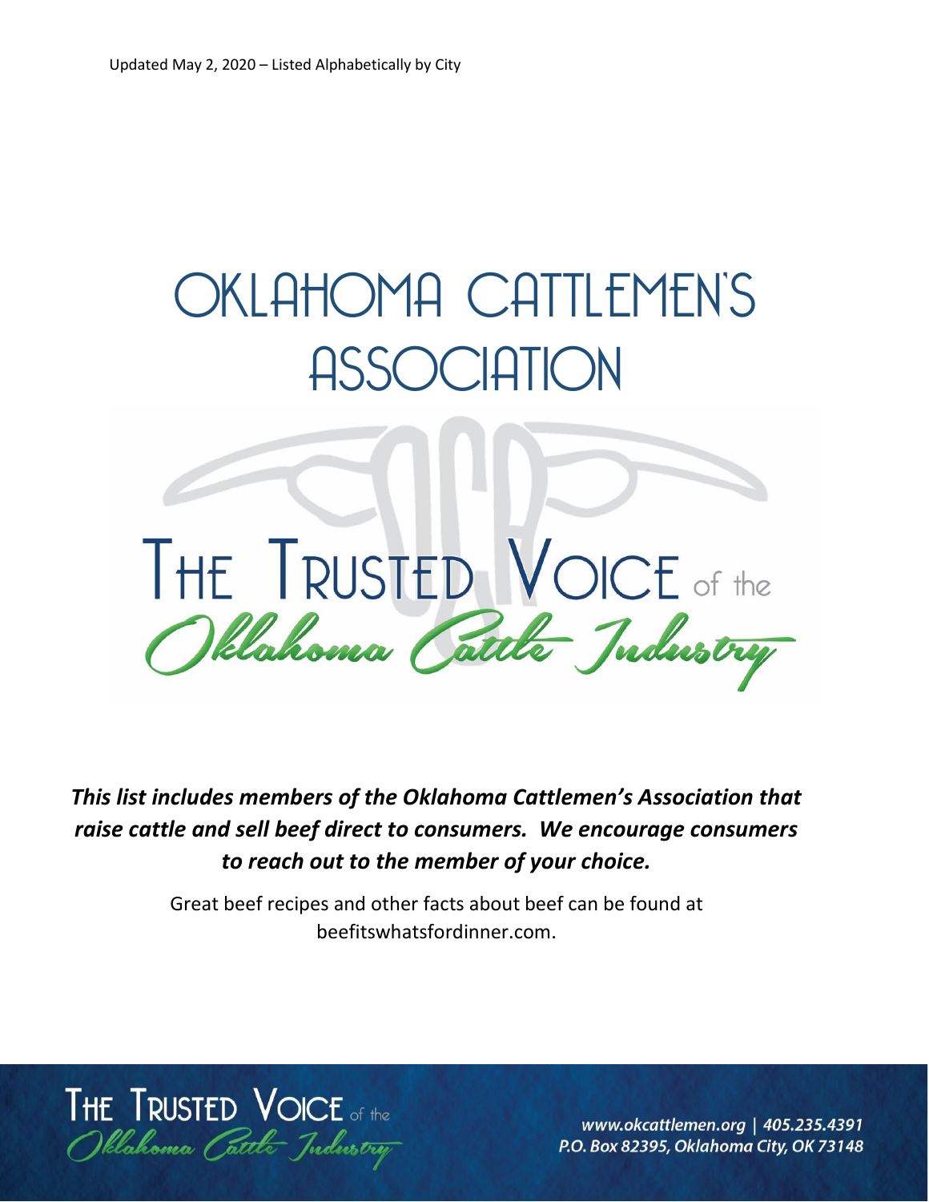Updated May 2, 2020 – Listed Alphabetically by City

# OKLAHOMA CATTLEMEN'S ASSOCIATION

THE TRUSTED VOICE of the Oklahoma Cattle Industry

***This list includes members of the Oklahoma Cattlemen's Association that raise cattle and sell beef direct to consumers. We encourage consumers to reach out to the member of your choice.***

Great beef recipes and other facts about beef can be found at beefitswhatsfordinner.com.

THE TRUSTED VOICE of the Oklahoma Cattle Industry

*www.okcattlemen.org | 405.235.4391*
*P.O. Box 82395, Oklahoma City, OK 73148*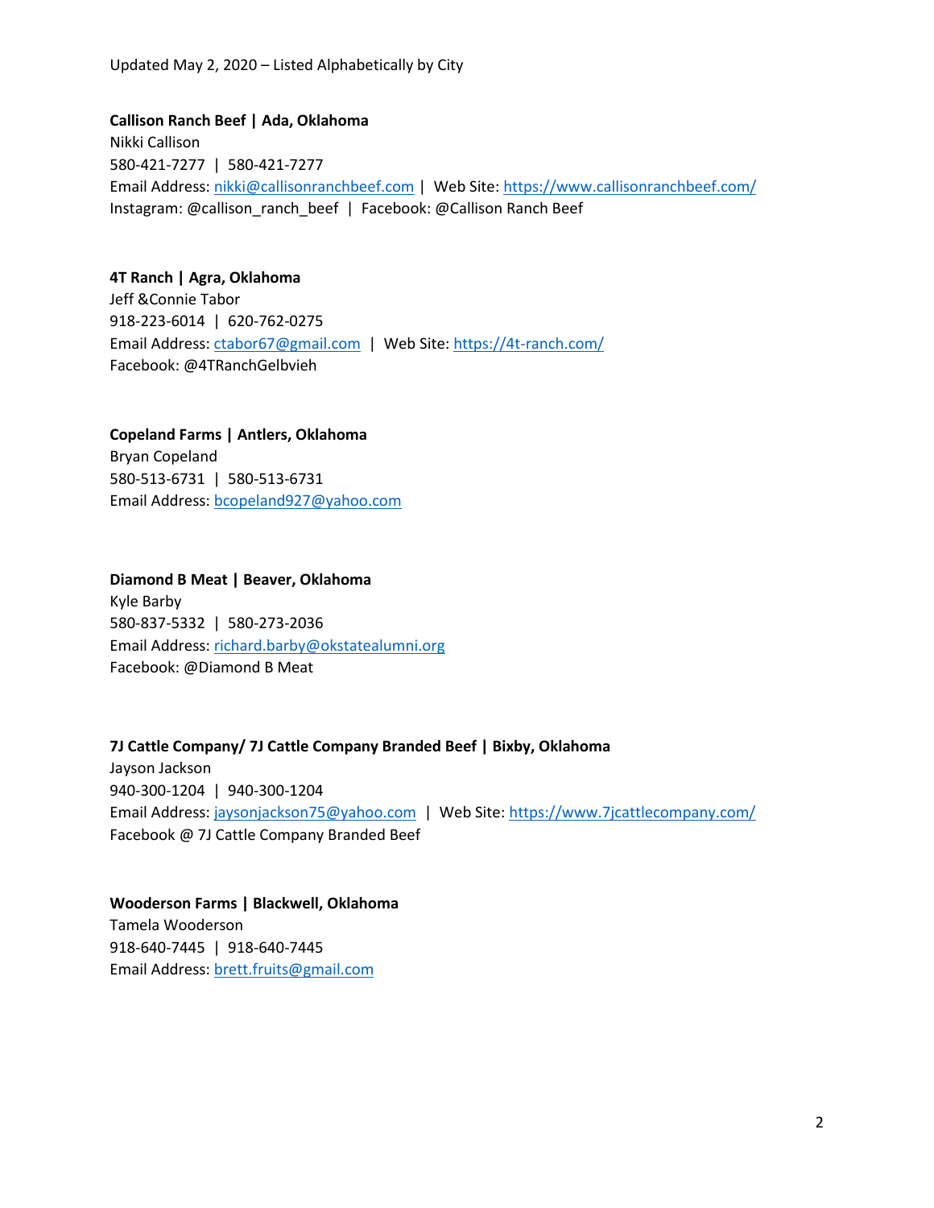Updated May 2, 2020 – Listed Alphabetically by City

**Callison Ranch Beef | Ada, Oklahoma**
Nikki Callison
580-421-7277 | 580-421-7277
Email Address: nikki@callisonranchbeef.com | Web Site: https://www.callisonranchbeef.com/
Instagram: @callison_ranch_beef | Facebook: @Callison Ranch Beef

**4T Ranch | Agra, Oklahoma**
Jeff &Connie Tabor
918-223-6014 | 620-762-0275
Email Address: ctabor67@gmail.com | Web Site: https://4t-ranch.com/
Facebook: @4TRanchGelbvieh

**Copeland Farms | Antlers, Oklahoma**
Bryan Copeland
580-513-6731 | 580-513-6731
Email Address: bcopeland927@yahoo.com

**Diamond B Meat | Beaver, Oklahoma**
Kyle Barby
580-837-5332 | 580-273-2036
Email Address: richard.barby@okstatealumni.org
Facebook: @Diamond B Meat

**7J Cattle Company/ 7J Cattle Company Branded Beef | Bixby, Oklahoma**
Jayson Jackson
940-300-1204 | 940-300-1204
Email Address: jaysonjackson75@yahoo.com | Web Site: https://www.7jcattlecompany.com/
Facebook @ 7J Cattle Company Branded Beef

**Wooderson Farms | Blackwell, Oklahoma**
Tamela Wooderson
918-640-7445 | 918-640-7445
Email Address: brett.fruits@gmail.com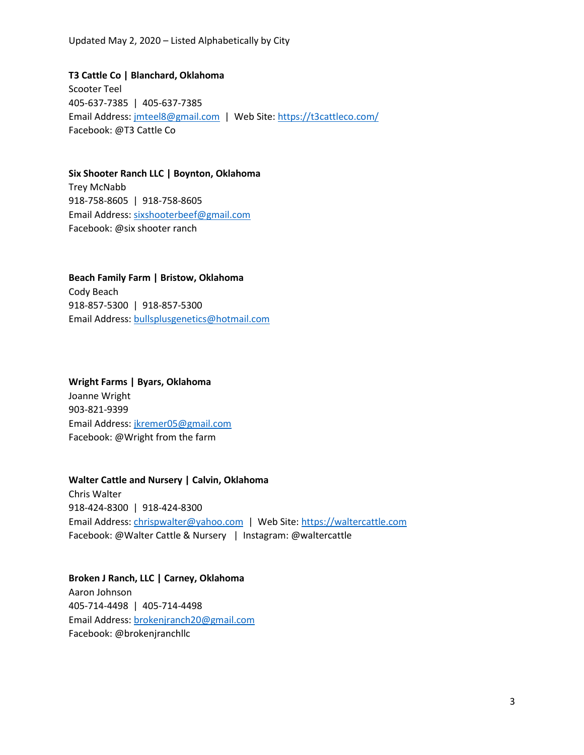Updated May 2, 2020 – Listed Alphabetically by City

**T3 Cattle Co | Blanchard, Oklahoma**
Scooter Teel
405-637-7385 | 405-637-7385
Email Address: jmteel8@gmail.com | Web Site: https://t3cattleco.com/
Facebook: @T3 Cattle Co

**Six Shooter Ranch LLC | Boynton, Oklahoma**
Trey McNabb
918-758-8605 | 918-758-8605
Email Address: sixshooterbeef@gmail.com
Facebook: @six shooter ranch

**Beach Family Farm | Bristow, Oklahoma**
Cody Beach
918-857-5300 | 918-857-5300
Email Address: bullsplusgenetics@hotmail.com

**Wright Farms | Byars, Oklahoma**
Joanne Wright
903-821-9399
Email Address: jkremer05@gmail.com
Facebook: @Wright from the farm

**Walter Cattle and Nursery | Calvin, Oklahoma**
Chris Walter
918-424-8300 | 918-424-8300
Email Address: chrispwalter@yahoo.com | Web Site: https://waltercattle.com
Facebook: @Walter Cattle & Nursery | Instagram: @waltercattle

**Broken J Ranch, LLC | Carney, Oklahoma**
Aaron Johnson
405-714-4498 | 405-714-4498
Email Address: brokenjranch20@gmail.com
Facebook: @brokenjranchllc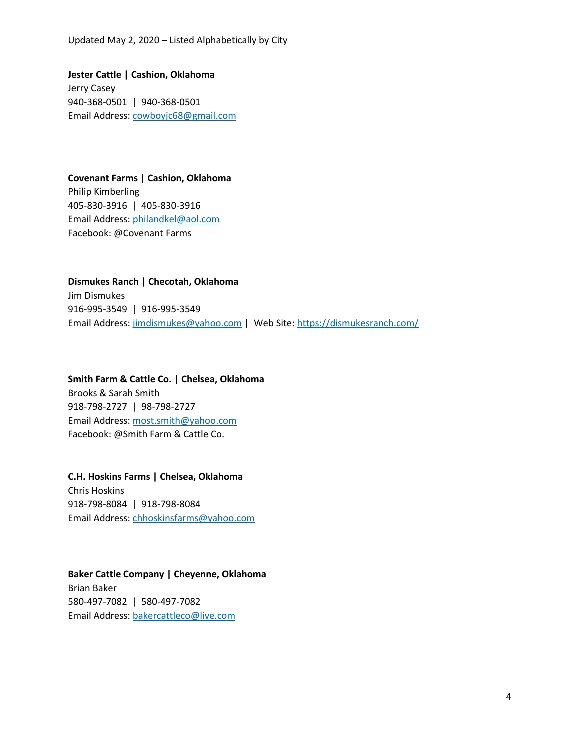Updated May 2, 2020 – Listed Alphabetically by City

**Jester Cattle | Cashion, Oklahoma**
Jerry Casey
940-368-0501 | 940-368-0501
Email Address: cowboyjc68@gmail.com

**Covenant Farms | Cashion, Oklahoma**
Philip Kimberling
405-830-3916 | 405-830-3916
Email Address: philandkel@aol.com
Facebook: @Covenant Farms

**Dismukes Ranch | Checotah, Oklahoma**
Jim Dismukes
916-995-3549 | 916-995-3549
Email Address: jimdismukes@yahoo.com | Web Site: https://dismukesranch.com/

**Smith Farm & Cattle Co. | Chelsea, Oklahoma**
Brooks & Sarah Smith
918-798-2727 | 98-798-2727
Email Address: most.smith@yahoo.com
Facebook: @Smith Farm & Cattle Co.

**C.H. Hoskins Farms | Chelsea, Oklahoma**
Chris Hoskins
918-798-8084 | 918-798-8084
Email Address: chhoskinsfarms@yahoo.com

**Baker Cattle Company | Cheyenne, Oklahoma**
Brian Baker
580-497-7082 | 580-497-7082
Email Address: bakercattleco@live.com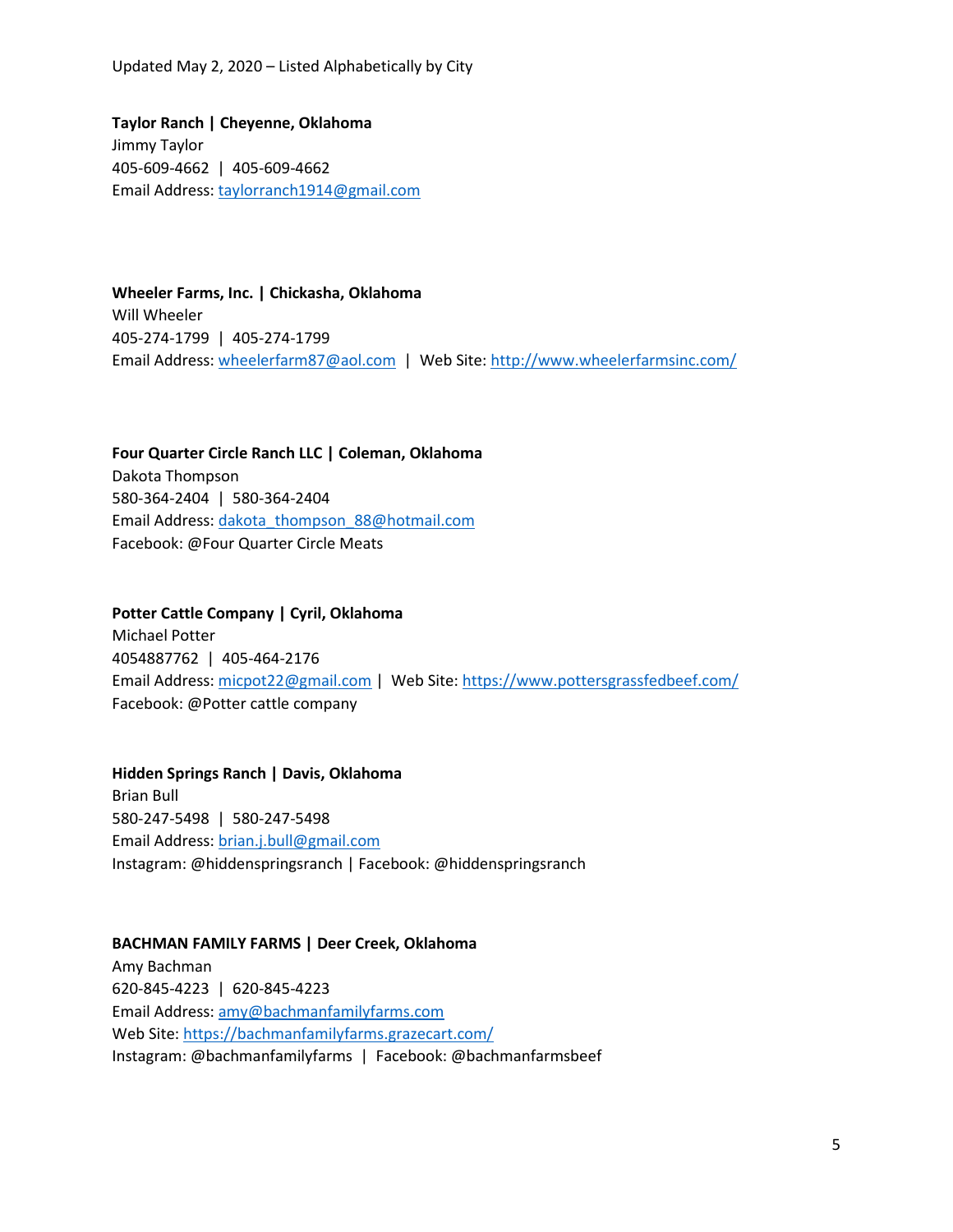Updated May 2, 2020 – Listed Alphabetically by City

**Taylor Ranch | Cheyenne, Oklahoma**
Jimmy Taylor
405-609-4662 | 405-609-4662
Email Address: taylorranch1914@gmail.com

**Wheeler Farms, Inc. | Chickasha, Oklahoma**
Will Wheeler
405-274-1799 | 405-274-1799
Email Address: wheelerfarm87@aol.com | Web Site: http://www.wheelerfarmsinc.com/

**Four Quarter Circle Ranch LLC | Coleman, Oklahoma**
Dakota Thompson
580-364-2404 | 580-364-2404
Email Address: dakota_thompson_88@hotmail.com
Facebook: @Four Quarter Circle Meats

**Potter Cattle Company | Cyril, Oklahoma**
Michael Potter
4054887762 | 405-464-2176
Email Address: micpot22@gmail.com | Web Site: https://www.pottersgrassfedbeef.com/
Facebook: @Potter cattle company

**Hidden Springs Ranch | Davis, Oklahoma**
Brian Bull
580-247-5498 | 580-247-5498
Email Address: brian.j.bull@gmail.com
Instagram: @hiddenspringsranch | Facebook: @hiddenspringsranch

**BACHMAN FAMILY FARMS | Deer Creek, Oklahoma**
Amy Bachman
620-845-4223 | 620-845-4223
Email Address: amy@bachmanfamilyfarms.com
Web Site: https://bachmanfamilyfarms.grazecart.com/
Instagram: @bachmanfamilyfarms | Facebook: @bachmanfarmsbeef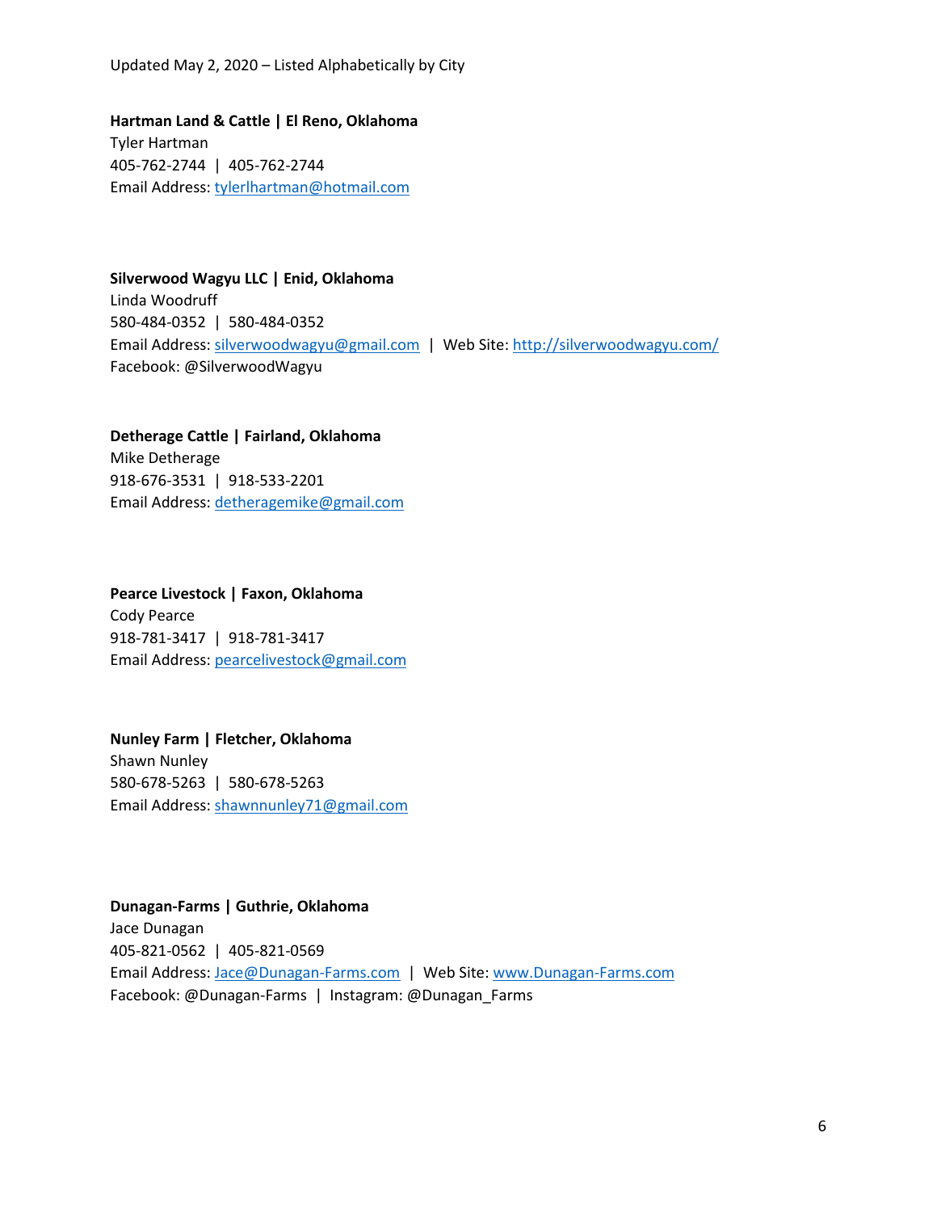Updated May 2, 2020 – Listed Alphabetically by City

**Hartman Land & Cattle | El Reno, Oklahoma**
Tyler Hartman
405-762-2744 | 405-762-2744
Email Address: tylerlhartman@hotmail.com

**Silverwood Wagyu LLC | Enid, Oklahoma**
Linda Woodruff
580-484-0352 | 580-484-0352
Email Address: silverwoodwagyu@gmail.com | Web Site: http://silverwoodwagyu.com/
Facebook: @SilverwoodWagyu

**Detherage Cattle | Fairland, Oklahoma**
Mike Detherage
918-676-3531 | 918-533-2201
Email Address: detheragemike@gmail.com

**Pearce Livestock | Faxon, Oklahoma**
Cody Pearce
918-781-3417 | 918-781-3417
Email Address: pearcelivestock@gmail.com

**Nunley Farm | Fletcher, Oklahoma**
Shawn Nunley
580-678-5263 | 580-678-5263
Email Address: shawnnunley71@gmail.com

**Dunagan-Farms | Guthrie, Oklahoma**
Jace Dunagan
405-821-0562 | 405-821-0569
Email Address: Jace@Dunagan-Farms.com | Web Site: www.Dunagan-Farms.com
Facebook: @Dunagan-Farms | Instagram: @Dunagan_Farms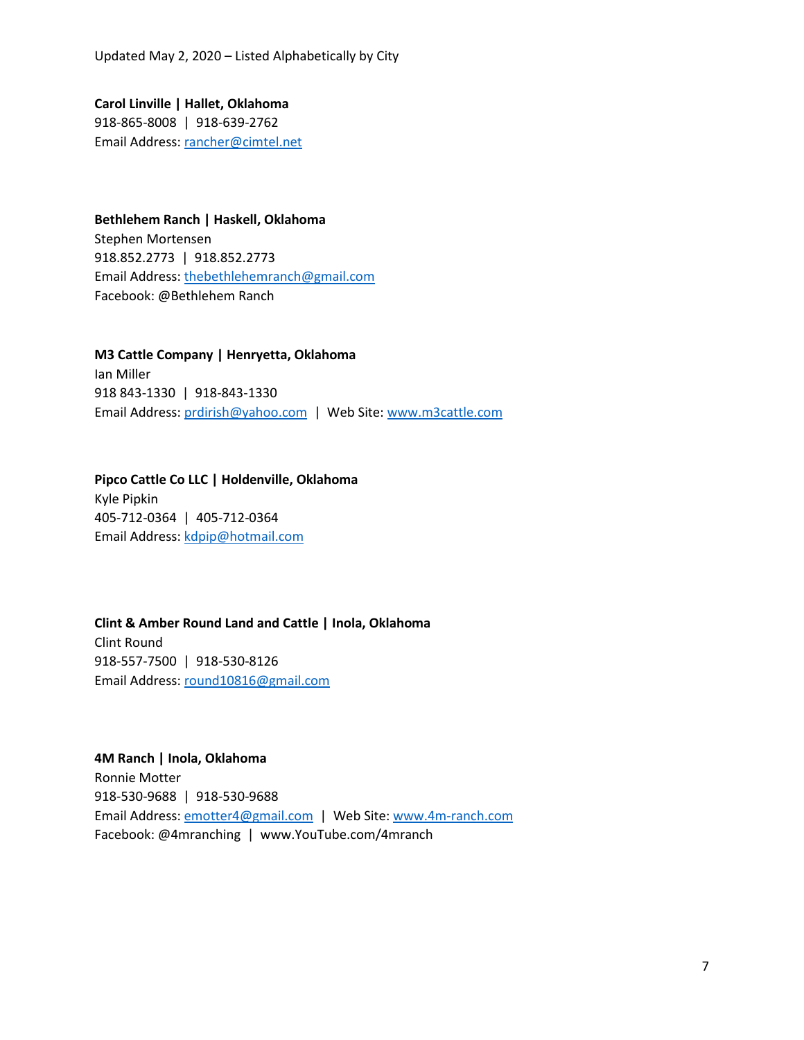Updated May 2, 2020 – Listed Alphabetically by City

**Carol Linville | Hallet, Oklahoma**
918-865-8008 | 918-639-2762
Email Address: rancher@cimtel.net

**Bethlehem Ranch | Haskell, Oklahoma**
Stephen Mortensen
918.852.2773 | 918.852.2773
Email Address: thebethlehemranch@gmail.com
Facebook: @Bethlehem Ranch

**M3 Cattle Company | Henryetta, Oklahoma**
Ian Miller
918 843-1330 | 918-843-1330
Email Address: prdirish@yahoo.com | Web Site: www.m3cattle.com

**Pipco Cattle Co LLC | Holdenville, Oklahoma**
Kyle Pipkin
405-712-0364 | 405-712-0364
Email Address: kdpip@hotmail.com

**Clint & Amber Round Land and Cattle | Inola, Oklahoma**
Clint Round
918-557-7500 | 918-530-8126
Email Address: round10816@gmail.com

**4M Ranch | Inola, Oklahoma**
Ronnie Motter
918-530-9688 | 918-530-9688
Email Address: emotter4@gmail.com | Web Site: www.4m-ranch.com
Facebook: @4mranching | www.YouTube.com/4mranch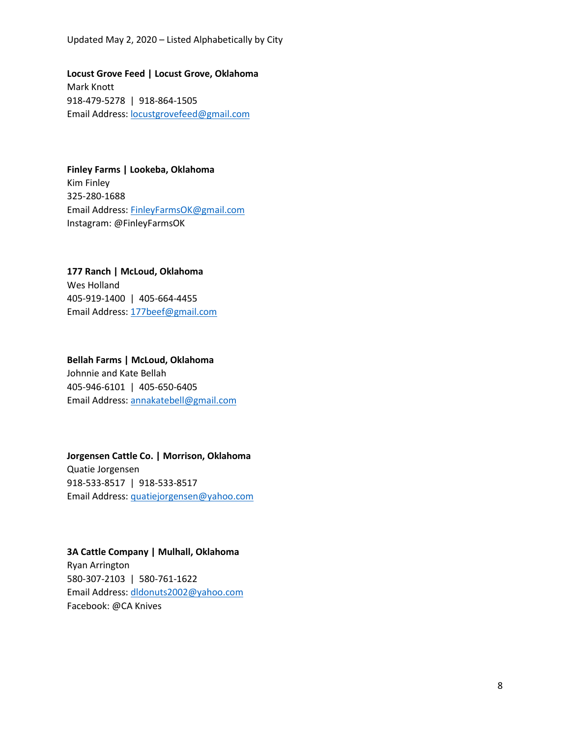Updated May 2, 2020 – Listed Alphabetically by City

**Locust Grove Feed | Locust Grove, Oklahoma**
Mark Knott
918-479-5278 | 918-864-1505
Email Address: locustgrovefeed@gmail.com

**Finley Farms | Lookeba, Oklahoma**
Kim Finley
325-280-1688
Email Address: FinleyFarmsOK@gmail.com
Instagram: @FinleyFarmsOK

**177 Ranch | McLoud, Oklahoma**
Wes Holland
405-919-1400 | 405-664-4455
Email Address: 177beef@gmail.com

**Bellah Farms | McLoud, Oklahoma**
Johnnie and Kate Bellah
405-946-6101 | 405-650-6405
Email Address: annakatebell@gmail.com

**Jorgensen Cattle Co. | Morrison, Oklahoma**
Quatie Jorgensen
918-533-8517 | 918-533-8517
Email Address: quatiejorgensen@yahoo.com

**3A Cattle Company | Mulhall, Oklahoma**
Ryan Arrington
580-307-2103 | 580-761-1622
Email Address: dldonuts2002@yahoo.com
Facebook: @CA Knives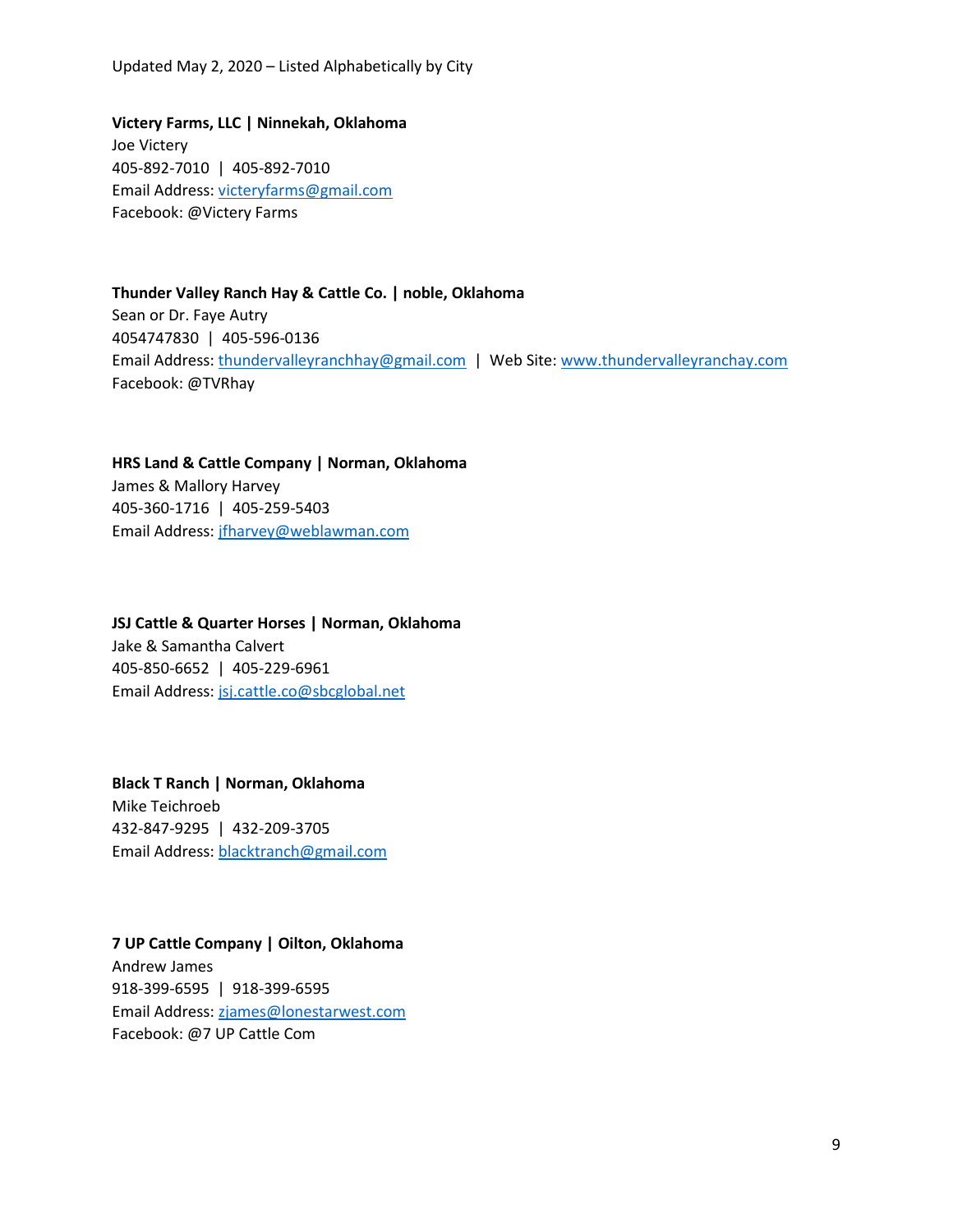Updated May 2, 2020 – Listed Alphabetically by City

**Victery Farms, LLC | Ninnekah, Oklahoma**
Joe Victery
405-892-7010 | 405-892-7010
Email Address: victeryfarms@gmail.com
Facebook: @Victery Farms

**Thunder Valley Ranch Hay & Cattle Co. | noble, Oklahoma**
Sean or Dr. Faye Autry
4054747830 | 405-596-0136
Email Address: thundervalleyranchhay@gmail.com | Web Site: www.thundervalleyranchay.com
Facebook: @TVRhay

**HRS Land & Cattle Company | Norman, Oklahoma**
James & Mallory Harvey
405-360-1716 | 405-259-5403
Email Address: jfharvey@weblawman.com

**JSJ Cattle & Quarter Horses | Norman, Oklahoma**
Jake & Samantha Calvert
405-850-6652 | 405-229-6961
Email Address: jsj.cattle.co@sbcglobal.net

**Black T Ranch | Norman, Oklahoma**
Mike Teichroeb
432-847-9295 | 432-209-3705
Email Address: blacktranch@gmail.com

**7 UP Cattle Company | Oilton, Oklahoma**
Andrew James
918-399-6595 | 918-399-6595
Email Address: zjames@lonestarwest.com
Facebook: @7 UP Cattle Com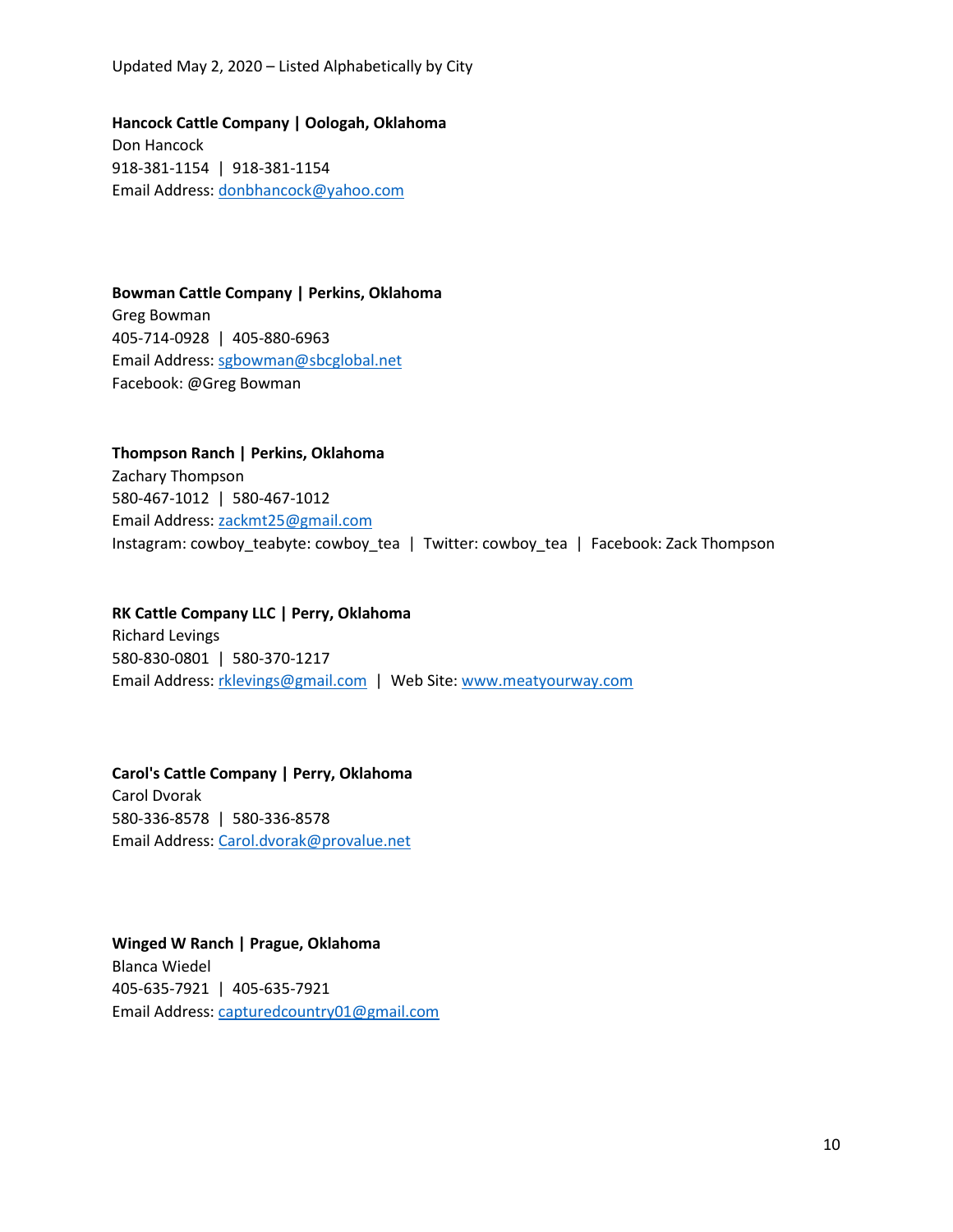Updated May 2, 2020 – Listed Alphabetically by City

**Hancock Cattle Company | Oologah, Oklahoma**
Don Hancock
918-381-1154 | 918-381-1154
Email Address: donbhancock@yahoo.com

**Bowman Cattle Company | Perkins, Oklahoma**
Greg Bowman
405-714-0928 | 405-880-6963
Email Address: sgbowman@sbcglobal.net
Facebook: @Greg Bowman

**Thompson Ranch | Perkins, Oklahoma**
Zachary Thompson
580-467-1012 | 580-467-1012
Email Address: zackmt25@gmail.com
Instagram: cowboy_teabyte: cowboy_tea | Twitter: cowboy_tea | Facebook: Zack Thompson

**RK Cattle Company LLC | Perry, Oklahoma**
Richard Levings
580-830-0801 | 580-370-1217
Email Address: rklevings@gmail.com | Web Site: www.meatyourway.com

**Carol's Cattle Company | Perry, Oklahoma**
Carol Dvorak
580-336-8578 | 580-336-8578
Email Address: Carol.dvorak@provalue.net

**Winged W Ranch | Prague, Oklahoma**
Blanca Wiedel
405-635-7921 | 405-635-7921
Email Address: capturedcountry01@gmail.com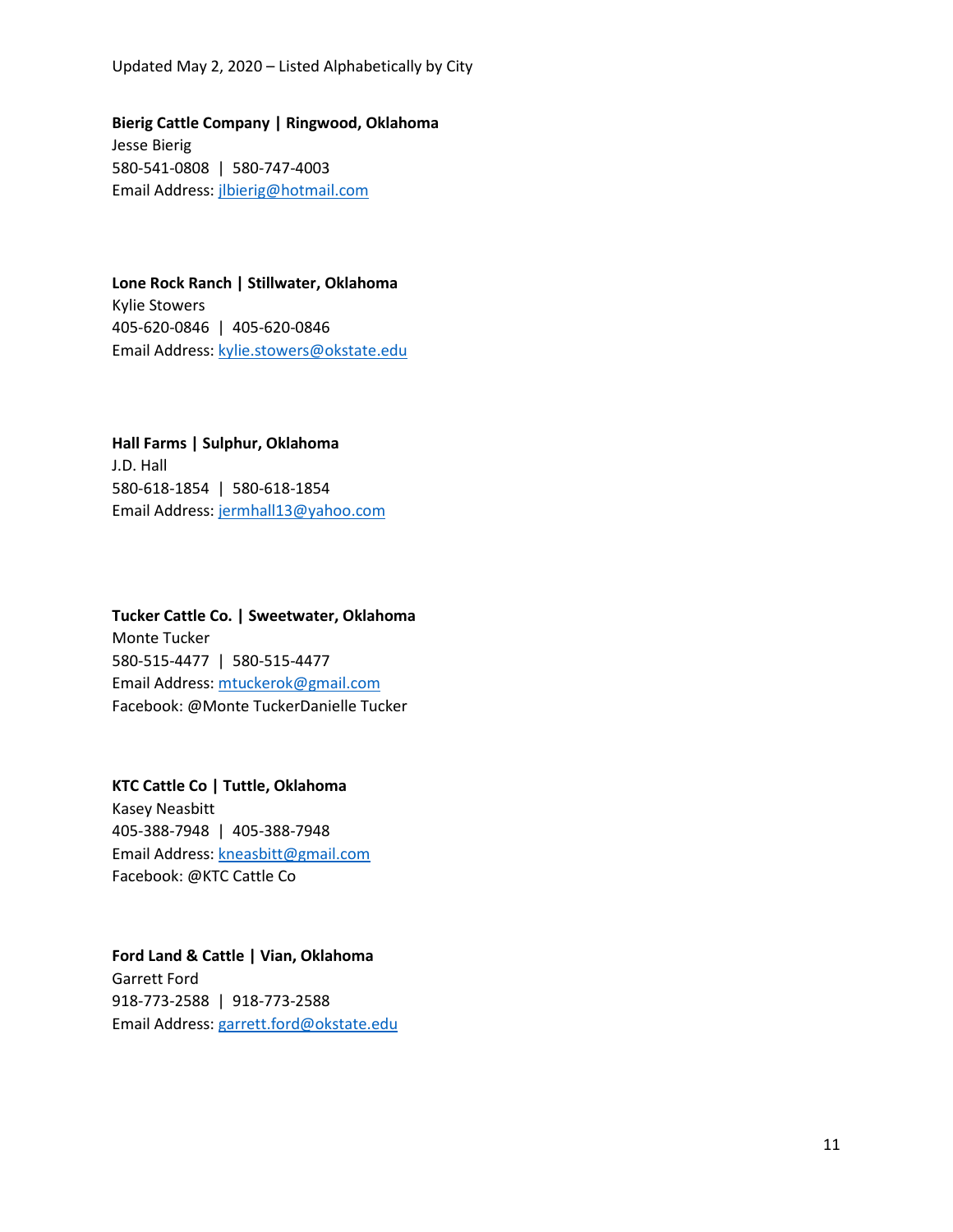Updated May 2, 2020 – Listed Alphabetically by City

**Bierig Cattle Company | Ringwood, Oklahoma**
Jesse Bierig
580-541-0808 | 580-747-4003
Email Address: jlbierig@hotmail.com

**Lone Rock Ranch | Stillwater, Oklahoma**
Kylie Stowers
405-620-0846 | 405-620-0846
Email Address: kylie.stowers@okstate.edu

**Hall Farms | Sulphur, Oklahoma**
J.D. Hall
580-618-1854 | 580-618-1854
Email Address: jermhall13@yahoo.com

**Tucker Cattle Co. | Sweetwater, Oklahoma**
Monte Tucker
580-515-4477 | 580-515-4477
Email Address: mtuckerok@gmail.com
Facebook: @Monte TuckerDanielle Tucker

**KTC Cattle Co | Tuttle, Oklahoma**
Kasey Neasbitt
405-388-7948 | 405-388-7948
Email Address: kneasbitt@gmail.com
Facebook: @KTC Cattle Co

**Ford Land & Cattle | Vian, Oklahoma**
Garrett Ford
918-773-2588 | 918-773-2588
Email Address: garrett.ford@okstate.edu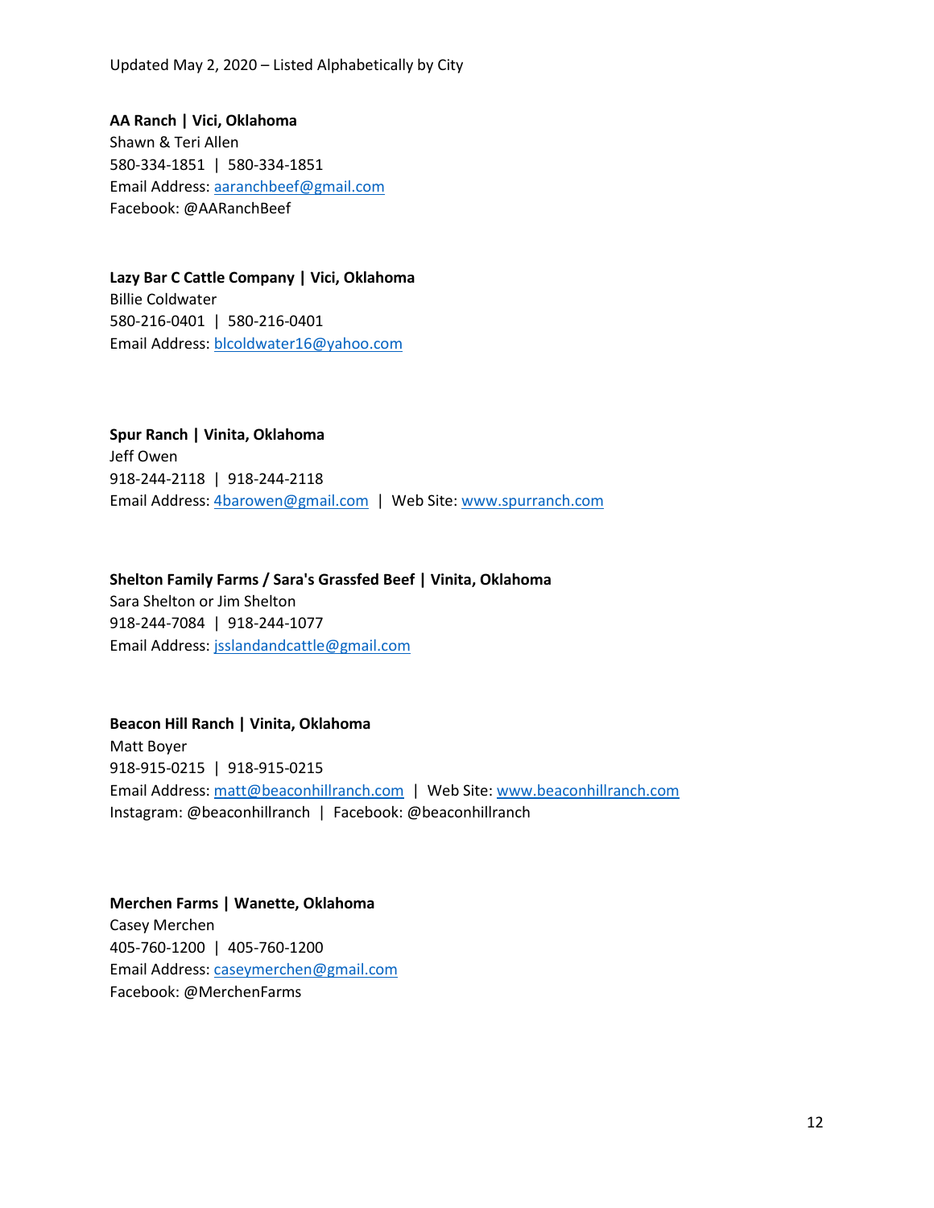Updated May 2, 2020 – Listed Alphabetically by City

**AA Ranch | Vici, Oklahoma**
Shawn & Teri Allen
580-334-1851 | 580-334-1851
Email Address: aaranchbeef@gmail.com
Facebook: @AARanchBeef

**Lazy Bar C Cattle Company | Vici, Oklahoma**
Billie Coldwater
580-216-0401 | 580-216-0401
Email Address: blcoldwater16@yahoo.com

**Spur Ranch | Vinita, Oklahoma**
Jeff Owen
918-244-2118 | 918-244-2118
Email Address: 4barowen@gmail.com | Web Site: www.spurranch.com

**Shelton Family Farms / Sara's Grassfed Beef | Vinita, Oklahoma**
Sara Shelton or Jim Shelton
918-244-7084 | 918-244-1077
Email Address: jsslandandcattle@gmail.com

**Beacon Hill Ranch | Vinita, Oklahoma**
Matt Boyer
918-915-0215 | 918-915-0215
Email Address: matt@beaconhillranch.com | Web Site: www.beaconhillranch.com
Instagram: @beaconhillranch | Facebook: @beaconhillranch

**Merchen Farms | Wanette, Oklahoma**
Casey Merchen
405-760-1200 | 405-760-1200
Email Address: caseymerchen@gmail.com
Facebook: @MerchenFarms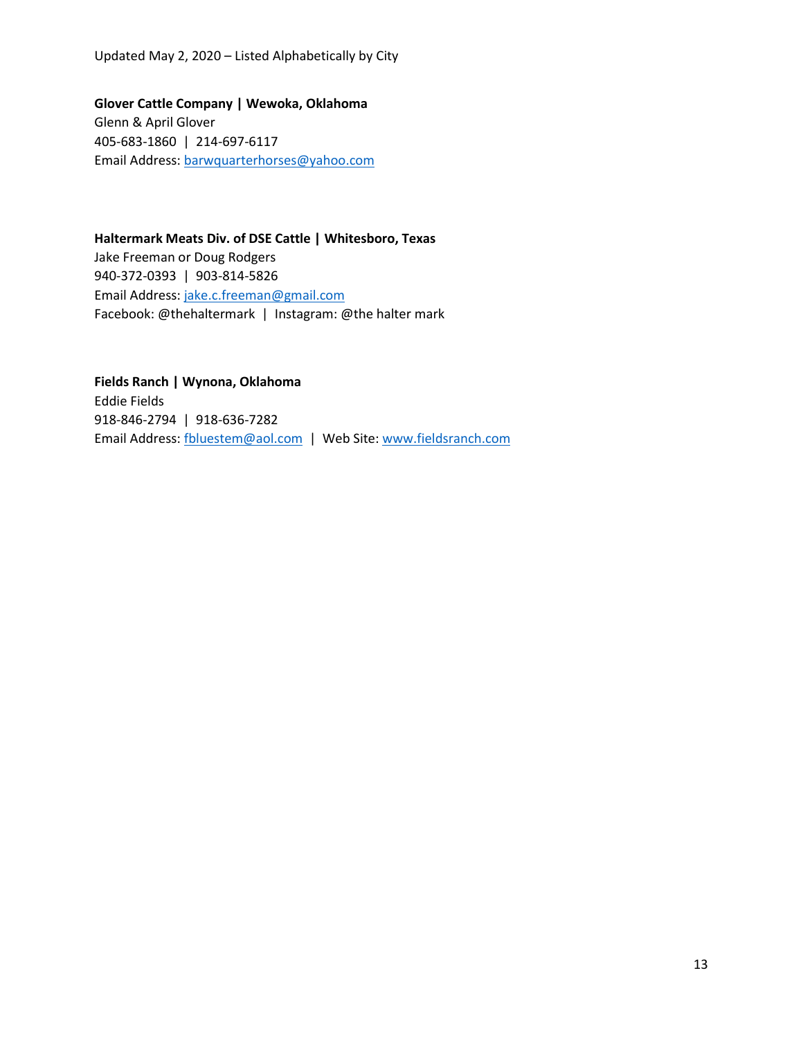Updated May 2, 2020 – Listed Alphabetically by City

**Glover Cattle Company | Wewoka, Oklahoma**
Glenn & April Glover
405-683-1860 | 214-697-6117
Email Address: barwquarterhorses@yahoo.com

**Haltermark Meats Div. of DSE Cattle | Whitesboro, Texas**
Jake Freeman or Doug Rodgers
940-372-0393 | 903-814-5826
Email Address: jake.c.freeman@gmail.com
Facebook: @thehaltermark | Instagram: @the halter mark

**Fields Ranch | Wynona, Oklahoma**
Eddie Fields
918-846-2794 | 918-636-7282
Email Address: fbluestem@aol.com | Web Site: www.fieldsranch.com